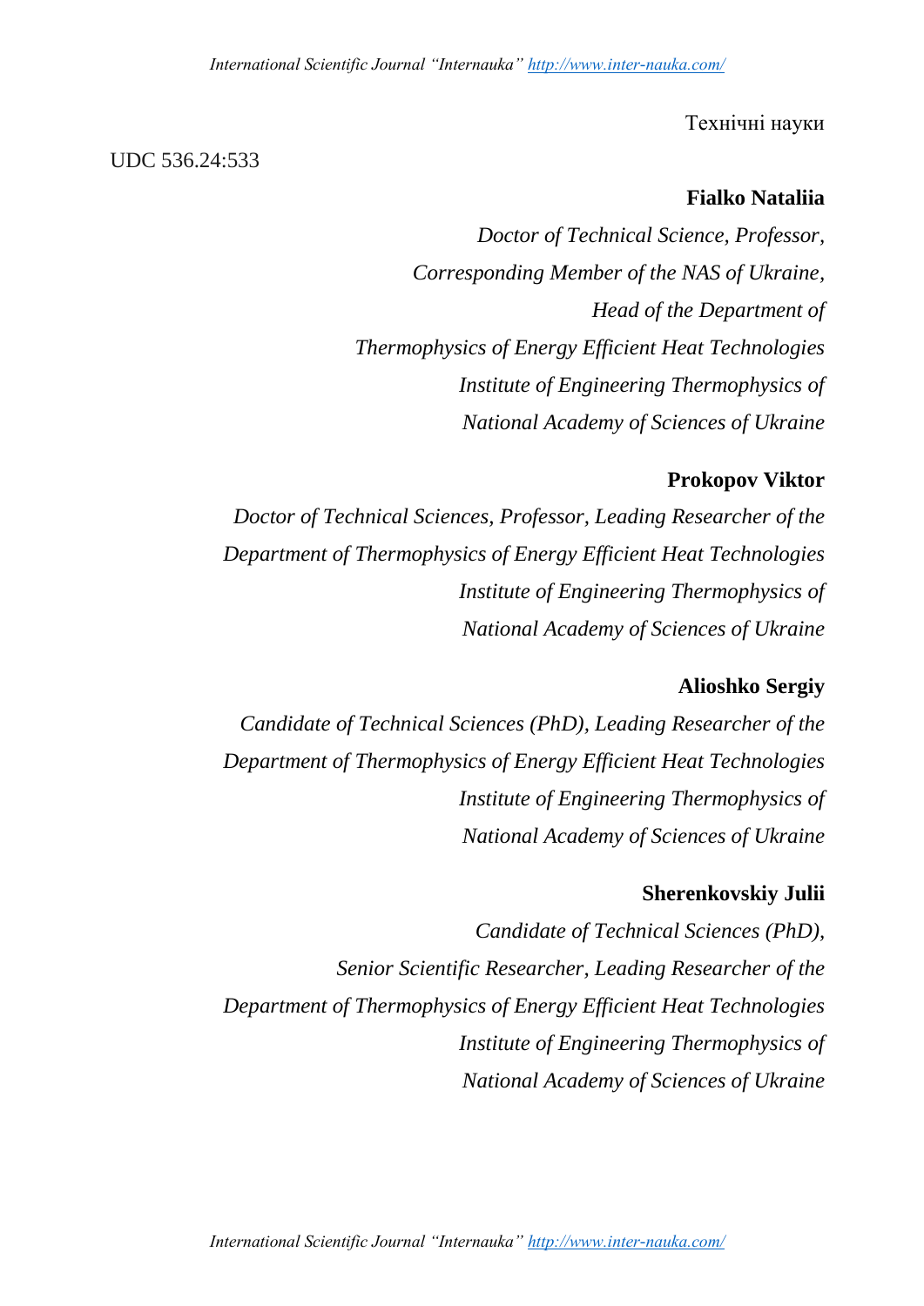Технічні науки

UDC 536.24:533

**Fialko Nataliia**

*Doctor of Technical Science, Professor,*
*Corresponding Member of the NAS of Ukraine,*
*Head of the Department of*
*Thermophysics of Energy Efficient Heat Technologies*
*Institute of Engineering Thermophysics of*
*National Academy of Sciences of Ukraine*

**Prokopov Viktor**

*Doctor of Technical Sciences, Professor, Leading Researcher of the*
*Department of Thermophysics of Energy Efficient Heat Technologies*
*Institute of Engineering Thermophysics of*
*National Academy of Sciences of Ukraine*

**Alioshko Sergiy**

*Candidate of Technical Sciences (PhD), Leading Researcher of the*
*Department of Thermophysics of Energy Efficient Heat Technologies*
*Institute of Engineering Thermophysics of*
*National Academy of Sciences of Ukraine*

**Sherenkovskiy Julii**

*Candidate of Technical Sciences (PhD),*
*Senior Scientific Researcher, Leading Researcher of the*
*Department of Thermophysics of Energy Efficient Heat Technologies*
*Institute of Engineering Thermophysics of*
*National Academy of Sciences of Ukraine*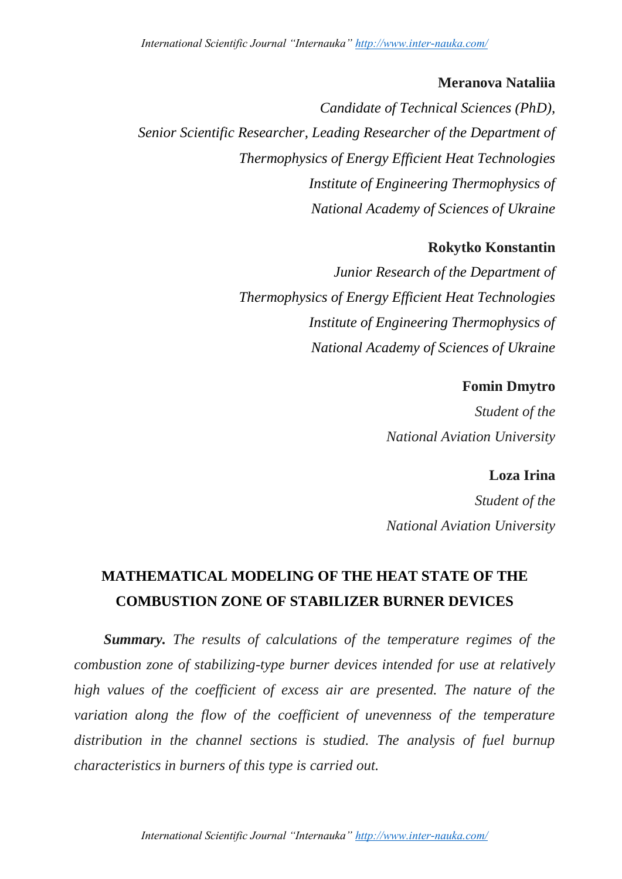**Meranova Nataliia**

*Candidate of Technical Sciences (PhD),*
*Senior Scientific Researcher, Leading Researcher of the Department of Thermophysics of Energy Efficient Heat Technologies*
*Institute of Engineering Thermophysics of National Academy of Sciences of Ukraine*

**Rokytko Konstantin**

*Junior Research of the Department of Thermophysics of Energy Efficient Heat Technologies*
*Institute of Engineering Thermophysics of National Academy of Sciences of Ukraine*

**Fomin Dmytro**

*Student of the National Aviation University*

**Loza Irina**

*Student of the National Aviation University*

# MATHEMATICAL MODELING OF THE HEAT STATE OF THE COMBUSTION ZONE OF STABILIZER BURNER DEVICES

***Summary.*** *The results of calculations of the temperature regimes of the combustion zone of stabilizing-type burner devices intended for use at relatively high values of the coefficient of excess air are presented. The nature of the variation along the flow of the coefficient of unevenness of the temperature distribution in the channel sections is studied. The analysis of fuel burnup characteristics in burners of this type is carried out.*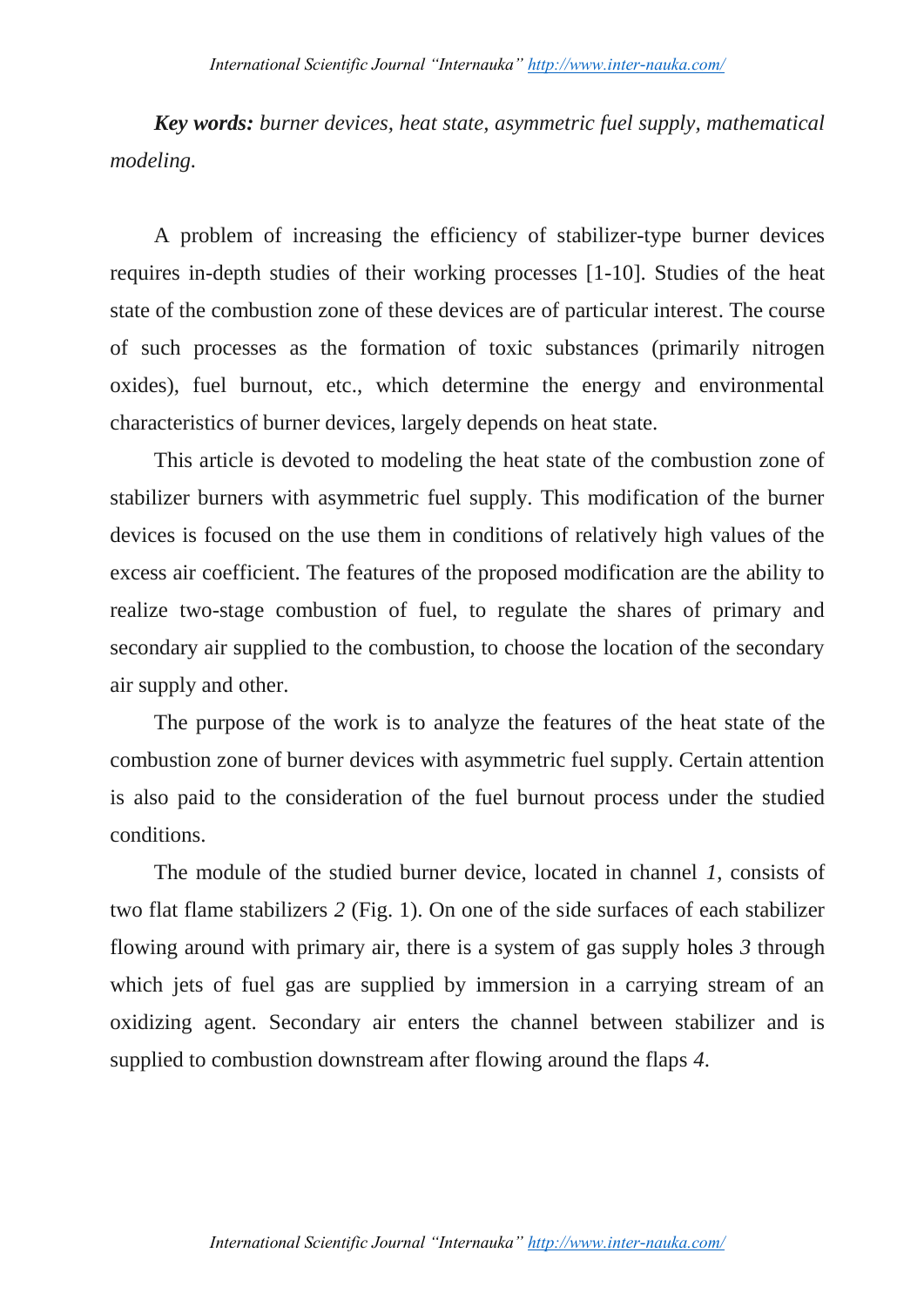***Key words:*** *burner devices, heat state, asymmetric fuel supply, mathematical modeling.*

A problem of increasing the efficiency of stabilizer-type burner devices requires in-depth studies of their working processes [1-10]. Studies of the heat state of the combustion zone of these devices are of particular interest. The course of such processes as the formation of toxic substances (primarily nitrogen oxides), fuel burnout, etc., which determine the energy and environmental characteristics of burner devices, largely depends on heat state.

This article is devoted to modeling the heat state of the combustion zone of stabilizer burners with asymmetric fuel supply. This modification of the burner devices is focused on the use them in conditions of relatively high values of the excess air coefficient. The features of the proposed modification are the ability to realize two-stage combustion of fuel, to regulate the shares of primary and secondary air supplied to the combustion, to choose the location of the secondary air supply and other.

The purpose of the work is to analyze the features of the heat state of the combustion zone of burner devices with asymmetric fuel supply. Certain attention is also paid to the consideration of the fuel burnout process under the studied conditions.

The module of the studied burner device, located in channel *1*, consists of two flat flame stabilizers *2* (Fig. 1). On one of the side surfaces of each stabilizer flowing around with primary air, there is a system of gas supply holes *3* through which jets of fuel gas are supplied by immersion in a carrying stream of an oxidizing agent. Secondary air enters the channel between stabilizer and is supplied to combustion downstream after flowing around the flaps *4*.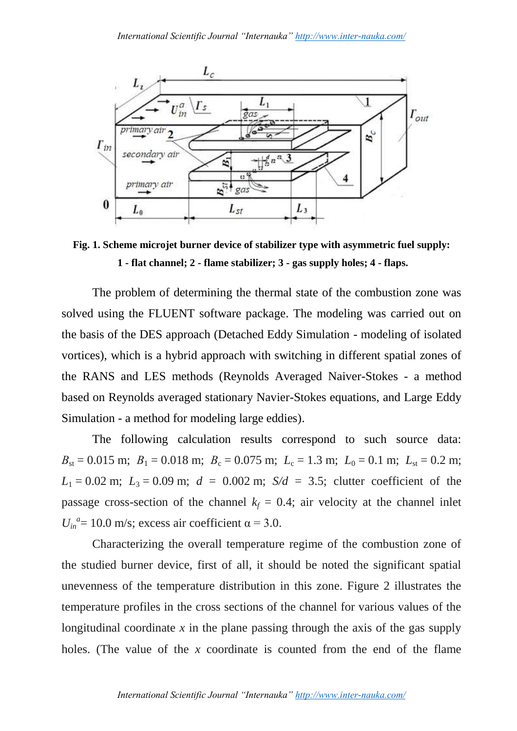**Fig. 1. Scheme microjet burner device of stabilizer type with asymmetric fuel supply: 1 - flat channel; 2 - flame stabilizer; 3 - gas supply holes; 4 - flaps.**

The problem of determining the thermal state of the combustion zone was solved using the FLUENT software package. The modeling was carried out on the basis of the DES approach (Detached Eddy Simulation - modeling of isolated vortices), which is a hybrid approach with switching in different spatial zones of the RANS and LES methods (Reynolds Averaged Naiver-Stokes - a method based on Reynolds averaged stationary Navier-Stokes equations, and Large Eddy Simulation - a method for modeling large eddies).

The following calculation results correspond to such source data: $B_{st}$ = 0.015 m; $B_1$ = 0.018 m; $B_c$ = 0.075 m; $L_c$ = 1.3 m; $L_0$ = 0.1 m; $L_{st}$ = 0.2 m; $L_1$ = 0.02 m; $L_3$ = 0.09 m; $d$ = 0.002 m; $S/d$ = 3.5; clutter coefficient of the passage cross-section of the channel $k_f$ = 0.4; air velocity at the channel inlet $U_{in}^{a}$= 10.0 m/s; excess air coefficient $\alpha$ = 3.0.

Characterizing the overall temperature regime of the combustion zone of the studied burner device, first of all, it should be noted the significant spatial unevenness of the temperature distribution in this zone. Figure 2 illustrates the temperature profiles in the cross sections of the channel for various values of the longitudinal coordinate $x$ in the plane passing through the axis of the gas supply holes. (The value of the $x$ coordinate is counted from the end of the flame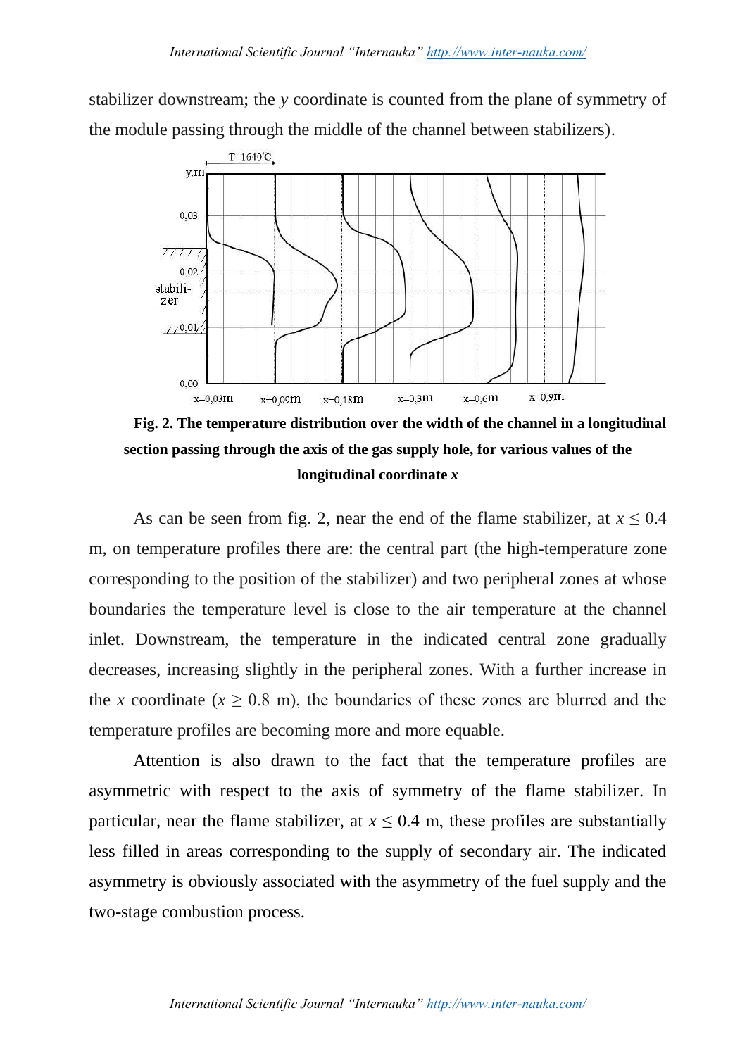stabilizer downstream; the *y* coordinate is counted from the plane of symmetry of the module passing through the middle of the channel between stabilizers).

**Fig. 2. The temperature distribution over the width of the channel in a longitudinal section passing through the axis of the gas supply hole, for various values of the longitudinal coordinate *x***

As can be seen from fig. 2, near the end of the flame stabilizer, at $x \leq 0.4$ m, on temperature profiles there are: the central part (the high-temperature zone corresponding to the position of the stabilizer) and two peripheral zones at whose boundaries the temperature level is close to the air temperature at the channel inlet. Downstream, the temperature in the indicated central zone gradually decreases, increasing slightly in the peripheral zones. With a further increase in the *x* coordinate ($x \geq 0.8$ m), the boundaries of these zones are blurred and the temperature profiles are becoming more and more equable.

Attention is also drawn to the fact that the temperature profiles are asymmetric with respect to the axis of symmetry of the flame stabilizer. In particular, near the flame stabilizer, at $x \leq 0.4$ m, these profiles are substantially less filled in areas corresponding to the supply of secondary air. The indicated asymmetry is obviously associated with the asymmetry of the fuel supply and the two-stage combustion process.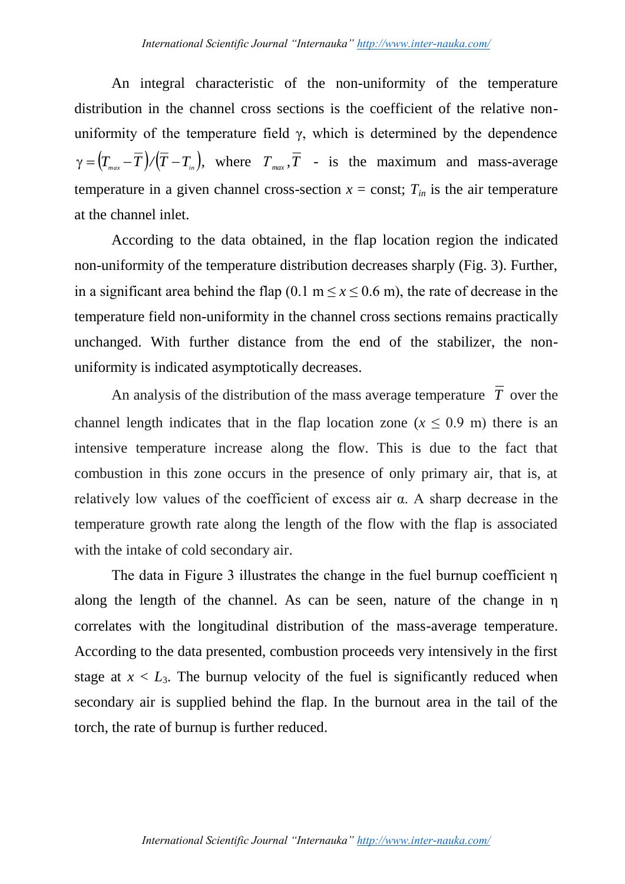An integral characteristic of the non-uniformity of the temperature distribution in the channel cross sections is the coefficient of the relative non-uniformity of the temperature field γ, which is determined by the dependence $\gamma = (T_{max} - \overline{T})/(\overline{T} - T_{in})$, where $T_{max}, \overline{T}$ - is the maximum and mass-average temperature in a given channel cross-section $x$ = const; $T_{in}$ is the air temperature at the channel inlet.

According to the data obtained, in the flap location region the indicated non-uniformity of the temperature distribution decreases sharply (Fig. 3). Further, in a significant area behind the flap (0.1 m $\leq x \leq$ 0.6 m), the rate of decrease in the temperature field non-uniformity in the channel cross sections remains practically unchanged. With further distance from the end of the stabilizer, the non-uniformity is indicated asymptotically decreases.

An analysis of the distribution of the mass average temperature $\overline{T}$ over the channel length indicates that in the flap location zone ($x \leq$ 0.9 m) there is an intensive temperature increase along the flow. This is due to the fact that combustion in this zone occurs in the presence of only primary air, that is, at relatively low values of the coefficient of excess air α. A sharp decrease in the temperature growth rate along the length of the flow with the flap is associated with the intake of cold secondary air.

The data in Figure 3 illustrates the change in the fuel burnup coefficient η along the length of the channel. As can be seen, nature of the change in η correlates with the longitudinal distribution of the mass-average temperature. According to the data presented, combustion proceeds very intensively in the first stage at $x < L_3$. The burnup velocity of the fuel is significantly reduced when secondary air is supplied behind the flap. In the burnout area in the tail of the torch, the rate of burnup is further reduced.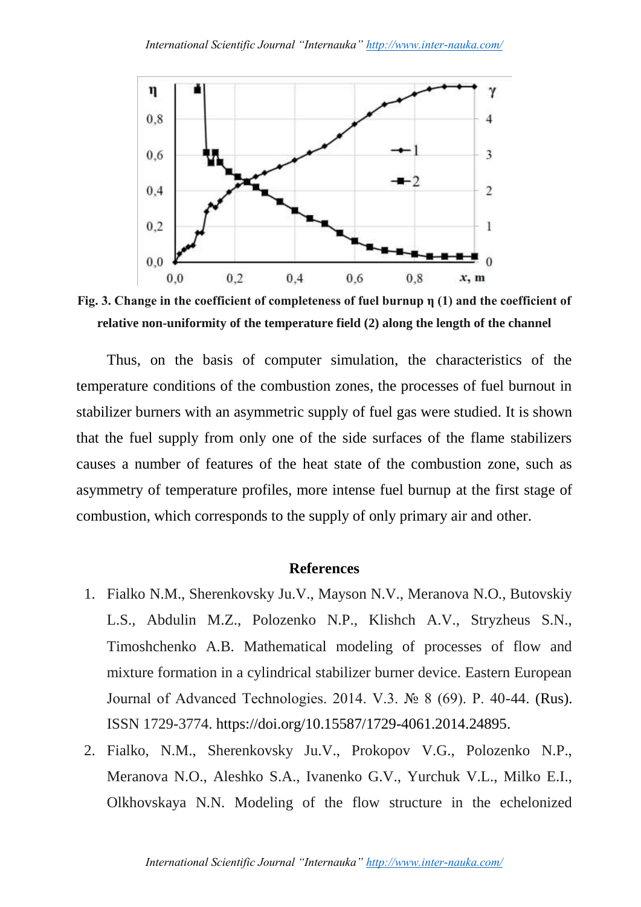**Fig. 3. Change in the coefficient of completeness of fuel burnup η (1) and the coefficient of relative non-uniformity of the temperature field (2) along the length of the channel**

Thus, on the basis of computer simulation, the characteristics of the temperature conditions of the combustion zones, the processes of fuel burnout in stabilizer burners with an asymmetric supply of fuel gas were studied. It is shown that the fuel supply from only one of the side surfaces of the flame stabilizers causes a number of features of the heat state of the combustion zone, such as asymmetry of temperature profiles, more intense fuel burnup at the first stage of combustion, which corresponds to the supply of only primary air and other.

## References

1. Fialko N.M., Sherenkovsky Ju.V., Mayson N.V., Meranova N.O., Butovskiy L.S., Abdulin M.Z., Polozenko N.P., Klishch A.V., Stryzheus S.N., Timoshchenko A.B. Mathematical modeling of processes of flow and mixture formation in a cylindrical stabilizer burner device. Eastern European Journal of Advanced Technologies. 2014. V.3. № 8 (69). P. 40-44. (Rus). ISSN 1729-3774. https://doi.org/10.15587/1729-4061.2014.24895.
2. Fialko, N.M., Sherenkovsky Ju.V., Prokopov V.G., Polozenko N.P., Meranova N.O., Aleshko S.A., Ivanenko G.V., Yurchuk V.L., Milko E.I., Olkhovskaya N.N. Modeling of the flow structure in the echelonized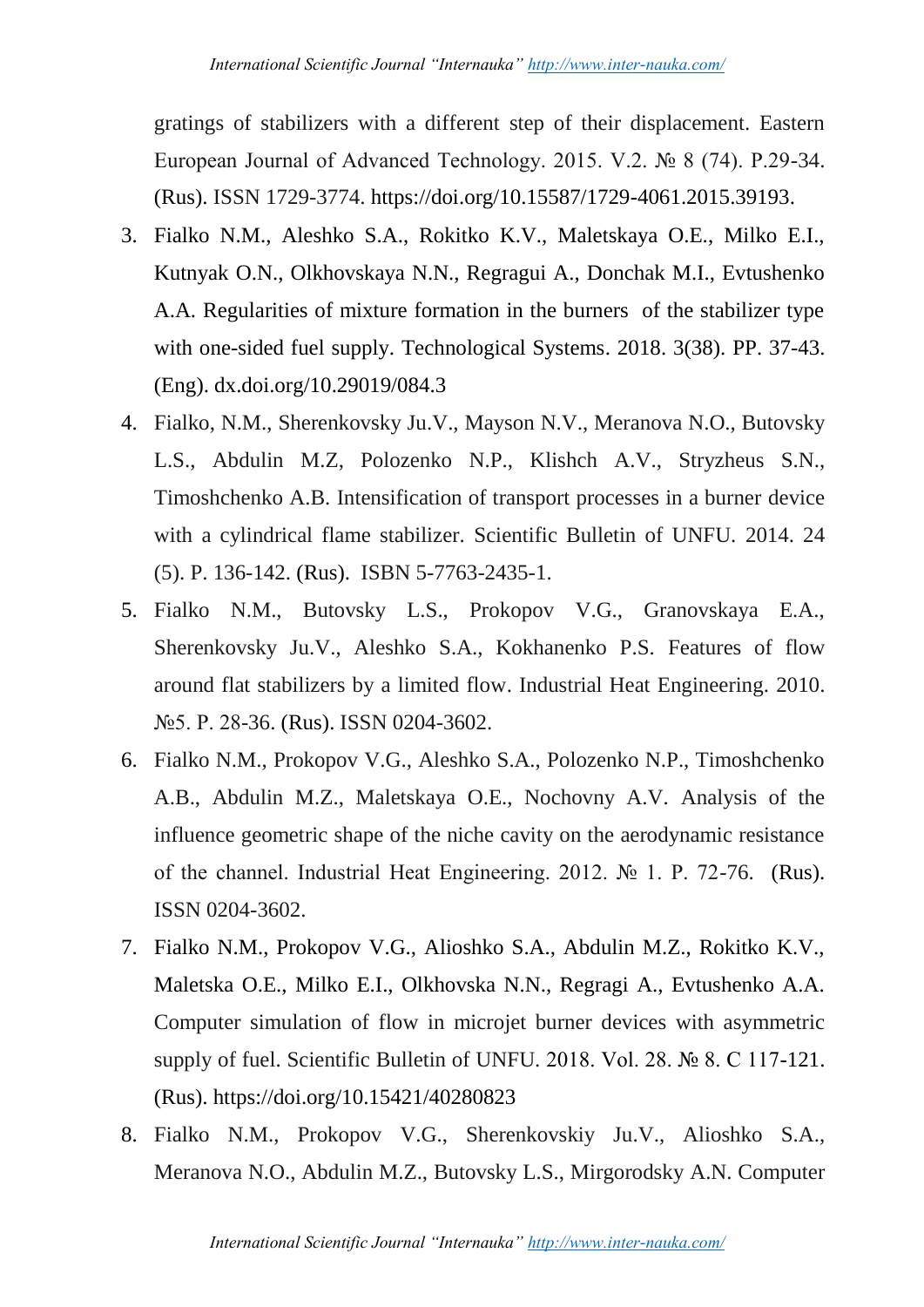gratings of stabilizers with a different step of their displacement. Eastern European Journal of Advanced Technology. 2015. V.2. № 8 (74). P.29-34. (Rus). ISSN 1729-3774. https://doi.org/10.15587/1729-4061.2015.39193.

3. Fialko N.M., Aleshko S.A., Rokitko K.V., Maletskaya O.E., Milko E.I., Kutnyak O.N., Olkhovskaya N.N., Regragui A., Donchak M.I., Evtushenko A.A. Regularities of mixture formation in the burners of the stabilizer type with one-sided fuel supply. Technological Systems. 2018. 3(38). PP. 37-43. (Eng). dx.doi.org/10.29019/084.3
4. Fialko, N.M., Sherenkovsky Ju.V., Mayson N.V., Meranova N.O., Butovsky L.S., Abdulin M.Z, Polozenko N.P., Klishch A.V., Stryzheus S.N., Timoshchenko A.B. Intensification of transport processes in a burner device with a cylindrical flame stabilizer. Scientific Bulletin of UNFU. 2014. 24 (5). P. 136-142. (Rus). ISBN 5-7763-2435-1.
5. Fialko N.M., Butovsky L.S., Prokopov V.G., Granovskaya E.A., Sherenkovsky Ju.V., Aleshko S.A., Kokhanenko P.S. Features of flow around flat stabilizers by a limited flow. Industrial Heat Engineering. 2010. №5. P. 28-36. (Rus). ISSN 0204-3602.
6. Fialko N.M., Prokopov V.G., Aleshko S.A., Polozenko N.P., Timoshchenko A.B., Abdulin M.Z., Maletskaya O.E., Nochovny A.V. Analysis of the influence geometric shape of the niche cavity on the aerodynamic resistance of the channel. Industrial Heat Engineering. 2012. № 1. P. 72-76. (Rus). ISSN 0204-3602.
7. Fialko N.M., Prokopov V.G., Alioshko S.A., Abdulin M.Z., Rokitko K.V., Maletska O.E., Milko E.I., Olkhovska N.N., Regragi A., Evtushenko A.A. Computer simulation of flow in microjet burner devices with asymmetric supply of fuel. Scientific Bulletin of UNFU. 2018. Vol. 28. № 8. C 117-121. (Rus). https://doi.org/10.15421/40280823
8. Fialko N.M., Prokopov V.G., Sherenkovskiy Ju.V., Alioshko S.A., Meranova N.O., Abdulin M.Z., Butovsky L.S., Mirgorodsky A.N. Computer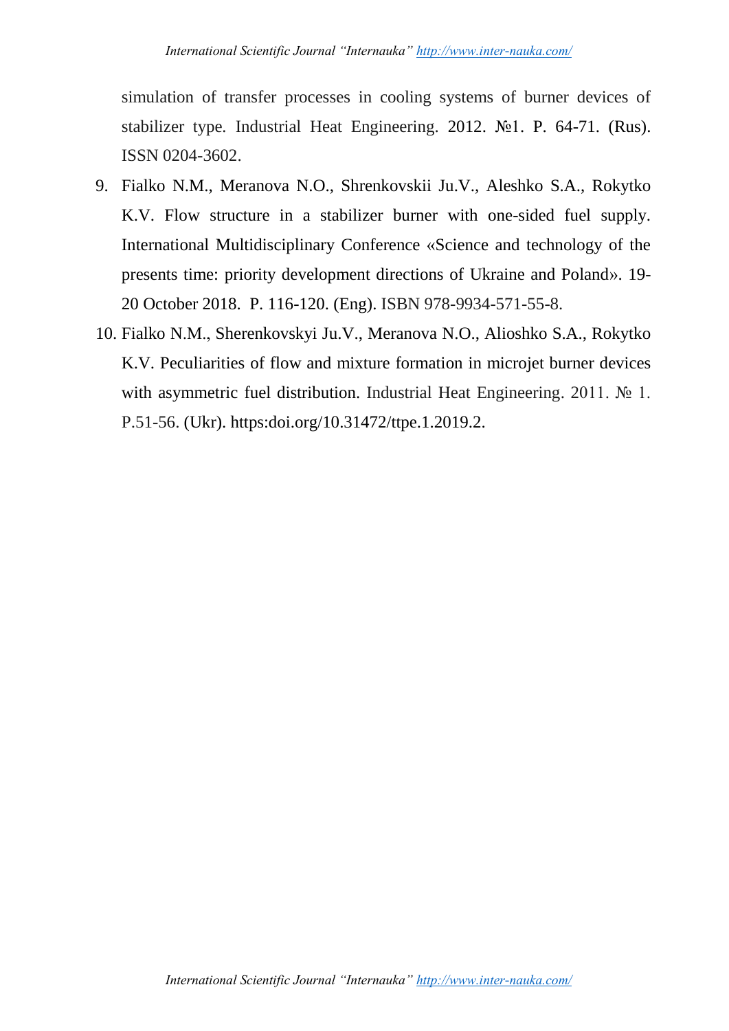simulation of transfer processes in cooling systems of burner devices of stabilizer type. Industrial Heat Engineering. 2012. №1. P. 64-71. (Rus). ISSN 0204-3602.

9. Fialko N.M., Meranova N.O., Shrenkovskii Ju.V., Aleshko S.A., Rokytko K.V. Flow structure in a stabilizer burner with one-sided fuel supply. International Multidisciplinary Conference «Science and technology of the presents time: priority development directions of Ukraine and Poland». 19-20 October 2018. P. 116-120. (Eng). ISBN 978-9934-571-55-8.
10. Fialko N.M., Sherenkovskyi Ju.V., Meranova N.O., Alioshko S.A., Rokytko K.V. Peculiarities of flow and mixture formation in microjet burner devices with asymmetric fuel distribution. Industrial Heat Engineering. 2011. № 1. P.51-56. (Ukr). https:doi.org/10.31472/ttpe.1.2019.2.